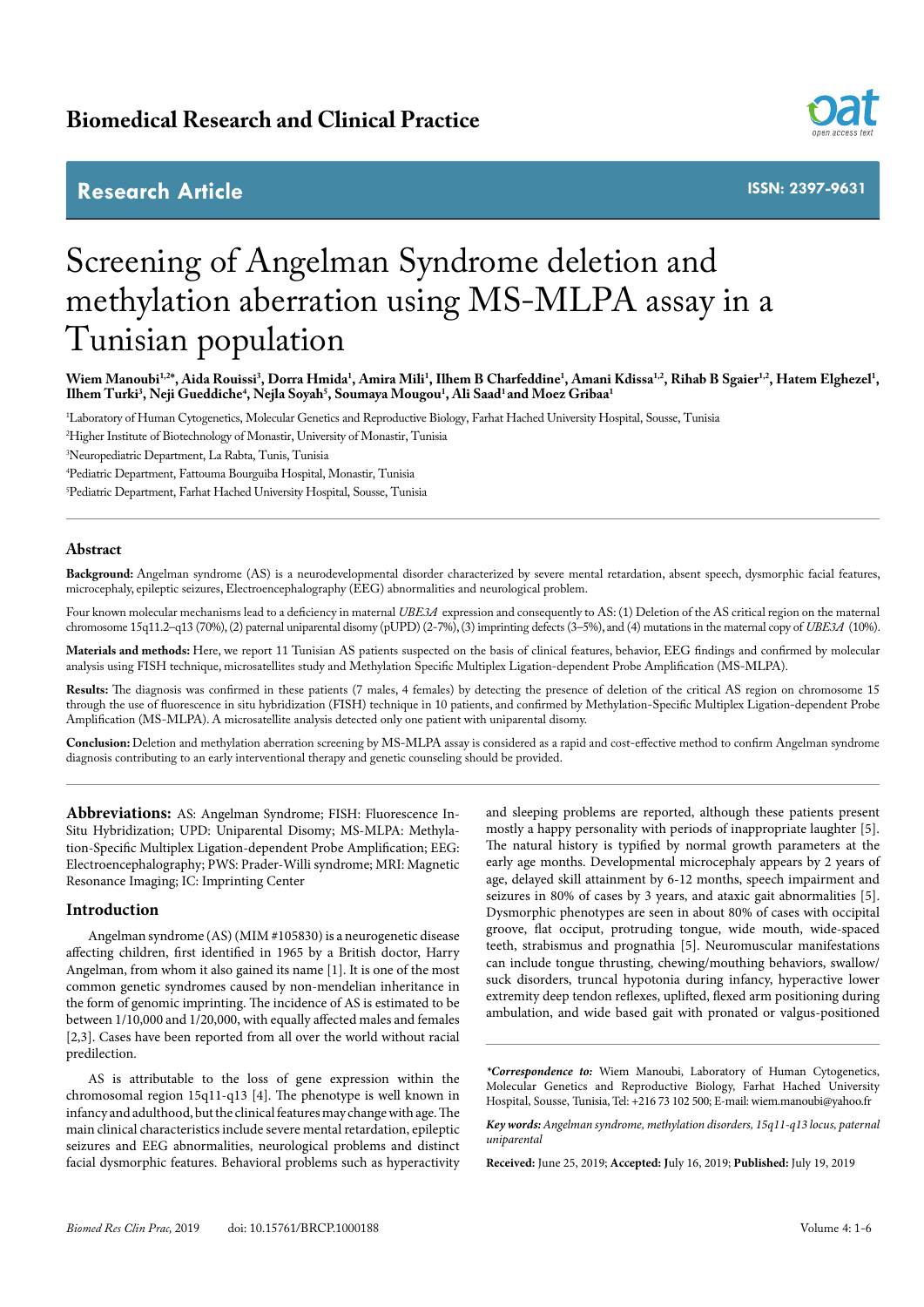Research Article

# Screening of Angelman Syndrome deletion and methylation aberration using MS-MLPA assay in a Tunisian population

**Wiem Manoubi[1,2*], Aida Rouissi[3], Dorra Hmida[1], Amira Mili[1], Ilhem B Charfeddine[1], Amani Kdissa[1,2], Rihab B Sgaier[1,2], Hatem Elghezel[1], Ilhem Turki[3], Neji Gueddiche[4], Nejla Soyah[5], Soumaya Mougou[1], Ali Saad[1] and Moez Gribaa[1]**

[1]Laboratory of Human Cytogenetics, Molecular Genetics and Reproductive Biology, Farhat Hached University Hospital, Sousse, Tunisia

[2]Higher Institute of Biotechnology of Monastir, University of Monastir, Tunisia

[3]Neuropediatric Department, La Rabta, Tunis, Tunisia

[4]Pediatric Department, Fattouma Bourguiba Hospital, Monastir, Tunisia

[5]Pediatric Department, Farhat Hached University Hospital, Sousse, Tunisia

## Abstract

**Background:** Angelman syndrome (AS) is a neurodevelopmental disorder characterized by severe mental retardation, absent speech, dysmorphic facial features, microcephaly, epileptic seizures, Electroencephalography (EEG) abnormalities and neurological problem.

Four known molecular mechanisms lead to a deficiency in maternal *UBE3A* expression and consequently to AS: (1) Deletion of the AS critical region on the maternal chromosome 15q11.2–q13 (70%), (2) paternal uniparental disomy (pUPD) (2-7%), (3) imprinting defects (3–5%), and (4) mutations in the maternal copy of *UBE3A* (10%).

**Materials and methods:** Here, we report 11 Tunisian AS patients suspected on the basis of clinical features, behavior, EEG findings and confirmed by molecular analysis using FISH technique, microsatellites study and Methylation Specific Multiplex Ligation-dependent Probe Amplification (MS-MLPA).

**Results:** The diagnosis was confirmed in these patients (7 males, 4 females) by detecting the presence of deletion of the critical AS region on chromosome 15 through the use of fluorescence in situ hybridization (FISH) technique in 10 patients, and confirmed by Methylation-Specific Multiplex Ligation-dependent Probe Amplification (MS-MLPA). A microsatellite analysis detected only one patient with uniparental disomy.

**Conclusion:** Deletion and methylation aberration screening by MS-MLPA assay is considered as a rapid and cost-effective method to confirm Angelman syndrome diagnosis contributing to an early interventional therapy and genetic counseling should be provided.

**Abbreviations:** AS: Angelman Syndrome; FISH: Fluorescence In-Situ Hybridization; UPD: Uniparental Disomy; MS-MLPA: Methylation-Specific Multiplex Ligation-dependent Probe Amplification; EEG: Electroencephalography; PWS: Prader-Willi syndrome; MRI: Magnetic Resonance Imaging; IC: Imprinting Center

## Introduction

Angelman syndrome (AS) (MIM #105830) is a neurogenetic disease affecting children, first identified in 1965 by a British doctor, Harry Angelman, from whom it also gained its name [1]. It is one of the most common genetic syndromes caused by non-mendelian inheritance in the form of genomic imprinting. The incidence of AS is estimated to be between 1/10,000 and 1/20,000, with equally affected males and females [2,3]. Cases have been reported from all over the world without racial predilection.

AS is attributable to the loss of gene expression within the chromosomal region 15q11-q13 [4]. The phenotype is well known in infancy and adulthood, but the clinical features may change with age. The main clinical characteristics include severe mental retardation, epileptic seizures and EEG abnormalities, neurological problems and distinct facial dysmorphic features. Behavioral problems such as hyperactivity and sleeping problems are reported, although these patients present mostly a happy personality with periods of inappropriate laughter [5]. The natural history is typified by normal growth parameters at the early age months. Developmental microcephaly appears by 2 years of age, delayed skill attainment by 6-12 months, speech impairment and seizures in 80% of cases by 3 years, and ataxic gait abnormalities [5]. Dysmorphic phenotypes are seen in about 80% of cases with occipital groove, flat occiput, protruding tongue, wide mouth, wide-spaced teeth, strabismus and prognathia [5]. Neuromuscular manifestations can include tongue thrusting, chewing/mouthing behaviors, swallow/suck disorders, truncal hypotonia during infancy, hyperactive lower extremity deep tendon reflexes, uplifted, flexed arm positioning during ambulation, and wide based gait with pronated or valgus-positioned

***Correspondence to:*** Wiem Manoubi, Laboratory of Human Cytogenetics, Molecular Genetics and Reproductive Biology, Farhat Hached University Hospital, Sousse, Tunisia, Tel: +216 73 102 500; E-mail: wiem.manoubi@yahoo.fr

***Key words:*** *Angelman syndrome, methylation disorders, 15q11-q13 locus, paternal uniparental*

**Received:** June 25, 2019; **Accepted:** July 16, 2019; **Published:** July 19, 2019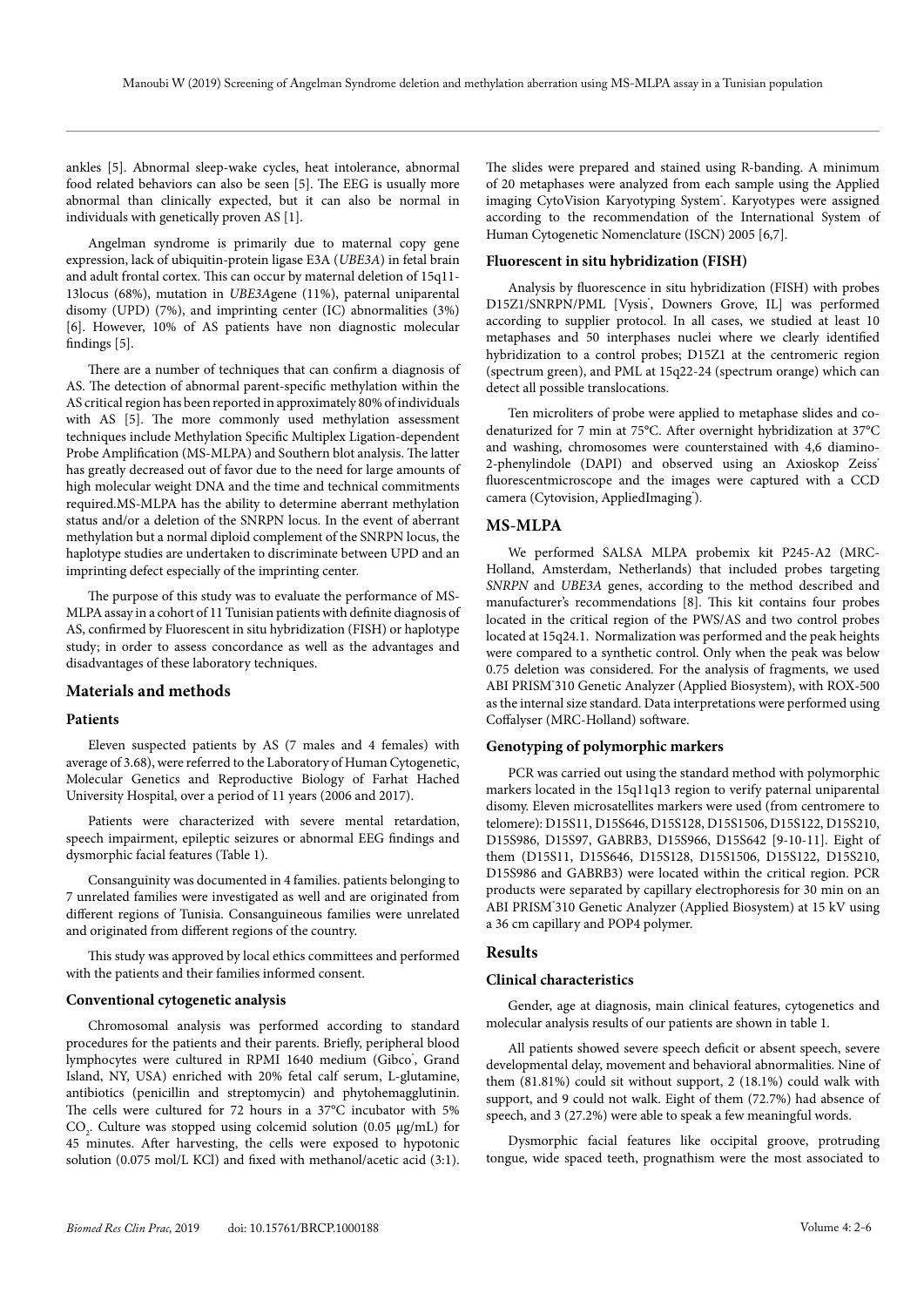ankles [5]. Abnormal sleep-wake cycles, heat intolerance, abnormal food related behaviors can also be seen [5]. The EEG is usually more abnormal than clinically expected, but it can also be normal in individuals with genetically proven AS [1].

Angelman syndrome is primarily due to maternal copy gene expression, lack of ubiquitin-protein ligase E3A (*UBE3A*) in fetal brain and adult frontal cortex. This can occur by maternal deletion of 15q11-13locus (68%), mutation in *UBE3A*gene (11%), paternal uniparental disomy (UPD) (7%), and imprinting center (IC) abnormalities (3%) [6]. However, 10% of AS patients have non diagnostic molecular findings [5].

There are a number of techniques that can confirm a diagnosis of AS. The detection of abnormal parent-specific methylation within the AS critical region has been reported in approximately 80% of individuals with AS [5]. The more commonly used methylation assessment techniques include Methylation Specific Multiplex Ligation-dependent Probe Amplification (MS-MLPA) and Southern blot analysis. The latter has greatly decreased out of favor due to the need for large amounts of high molecular weight DNA and the time and technical commitments required.MS-MLPA has the ability to determine aberrant methylation status and/or a deletion of the SNRPN locus. In the event of aberrant methylation but a normal diploid complement of the SNRPN locus, the haplotype studies are undertaken to discriminate between UPD and an imprinting defect especially of the imprinting center.

The purpose of this study was to evaluate the performance of MS-MLPA assay in a cohort of 11 Tunisian patients with definite diagnosis of AS, confirmed by Fluorescent in situ hybridization (FISH) or haplotype study; in order to assess concordance as well as the advantages and disadvantages of these laboratory techniques.

## Materials and methods

### Patients

Eleven suspected patients by AS (7 males and 4 females) with average of 3.68), were referred to the Laboratory of Human Cytogenetic, Molecular Genetics and Reproductive Biology of Farhat Hached University Hospital, over a period of 11 years (2006 and 2017).

Patients were characterized with severe mental retardation, speech impairment, epileptic seizures or abnormal EEG findings and dysmorphic facial features (Table 1).

Consanguinity was documented in 4 families. patients belonging to 7 unrelated families were investigated as well and are originated from different regions of Tunisia. Consanguineous families were unrelated and originated from different regions of the country.

This study was approved by local ethics committees and performed with the patients and their families informed consent.

### Conventional cytogenetic analysis

Chromosomal analysis was performed according to standard procedures for the patients and their parents. Briefly, peripheral blood lymphocytes were cultured in RPMI 1640 medium (Gibco®, Grand Island, NY, USA) enriched with 20% fetal calf serum, L-glutamine, antibiotics (penicillin and streptomycin) and phytohemagglutinin. The cells were cultured for 72 hours in a 37°C incubator with 5% $CO_2$. Culture was stopped using colcemid solution (0.05 µg/mL) for 45 minutes. After harvesting, the cells were exposed to hypotonic solution (0.075 mol/L KCl) and fixed with methanol/acetic acid (3:1). The slides were prepared and stained using R-banding. A minimum of 20 metaphases were analyzed from each sample using the Applied imaging CytoVision Karyotyping System®. Karyotypes were assigned according to the recommendation of the International System of Human Cytogenetic Nomenclature (ISCN) 2005 [6,7].

### Fluorescent in situ hybridization (FISH)

Analysis by fluorescence in situ hybridization (FISH) with probes D15Z1/SNRPN/PML [Vysis®, Downers Grove, IL] was performed according to supplier protocol. In all cases, we studied at least 10 metaphases and 50 interphases nuclei where we clearly identified hybridization to a control probes; D15Z1 at the centromeric region (spectrum green), and PML at 15q22-24 (spectrum orange) which can detect all possible translocations.

Ten microliters of probe were applied to metaphase slides and co-denaturized for 7 min at 75°C. After overnight hybridization at 37°C and washing, chromosomes were counterstained with 4,6 diamino-2-phenylindole (DAPI) and observed using an Axioskop Zeiss® fluorescentmicroscope and the images were captured with a CCD camera (Cytovision, AppliedImaging®).

## MS-MLPA

We performed SALSA MLPA probemix kit P245-A2 (MRC-Holland, Amsterdam, Netherlands) that included probes targeting *SNRPN* and *UBE3A* genes, according to the method described and manufacturer's recommendations [8]. This kit contains four probes located in the critical region of the PWS/AS and two control probes located at 15q24.1. Normalization was performed and the peak heights were compared to a synthetic control. Only when the peak was below 0.75 deletion was considered. For the analysis of fragments, we used ABI PRISM®310 Genetic Analyzer (Applied Biosystem), with ROX-500 as the internal size standard. Data interpretations were performed using Coffalyser (MRC-Holland) software.

### Genotyping of polymorphic markers

PCR was carried out using the standard method with polymorphic markers located in the 15q11q13 region to verify paternal uniparental disomy. Eleven microsatellites markers were used (from centromere to telomere): D15S11, D15S646, D15S128, D15S1506, D15S122, D15S210, D15S986, D15S97, GABRB3, D15S966, D15S642 [9-10-11]. Eight of them (D15S11, D15S646, D15S128, D15S1506, D15S122, D15S210, D15S986 and GABRB3) were located within the critical region. PCR products were separated by capillary electrophoresis for 30 min on an ABI PRISM®310 Genetic Analyzer (Applied Biosystem) at 15 kV using a 36 cm capillary and POP4 polymer.

## Results

### Clinical characteristics

Gender, age at diagnosis, main clinical features, cytogenetics and molecular analysis results of our patients are shown in table 1.

All patients showed severe speech deficit or absent speech, severe developmental delay, movement and behavioral abnormalities. Nine of them (81.81%) could sit without support, 2 (18.1%) could walk with support, and 9 could not walk. Eight of them (72.7%) had absence of speech, and 3 (27.2%) were able to speak a few meaningful words.

Dysmorphic facial features like occipital groove, protruding tongue, wide spaced teeth, prognathism were the most associated to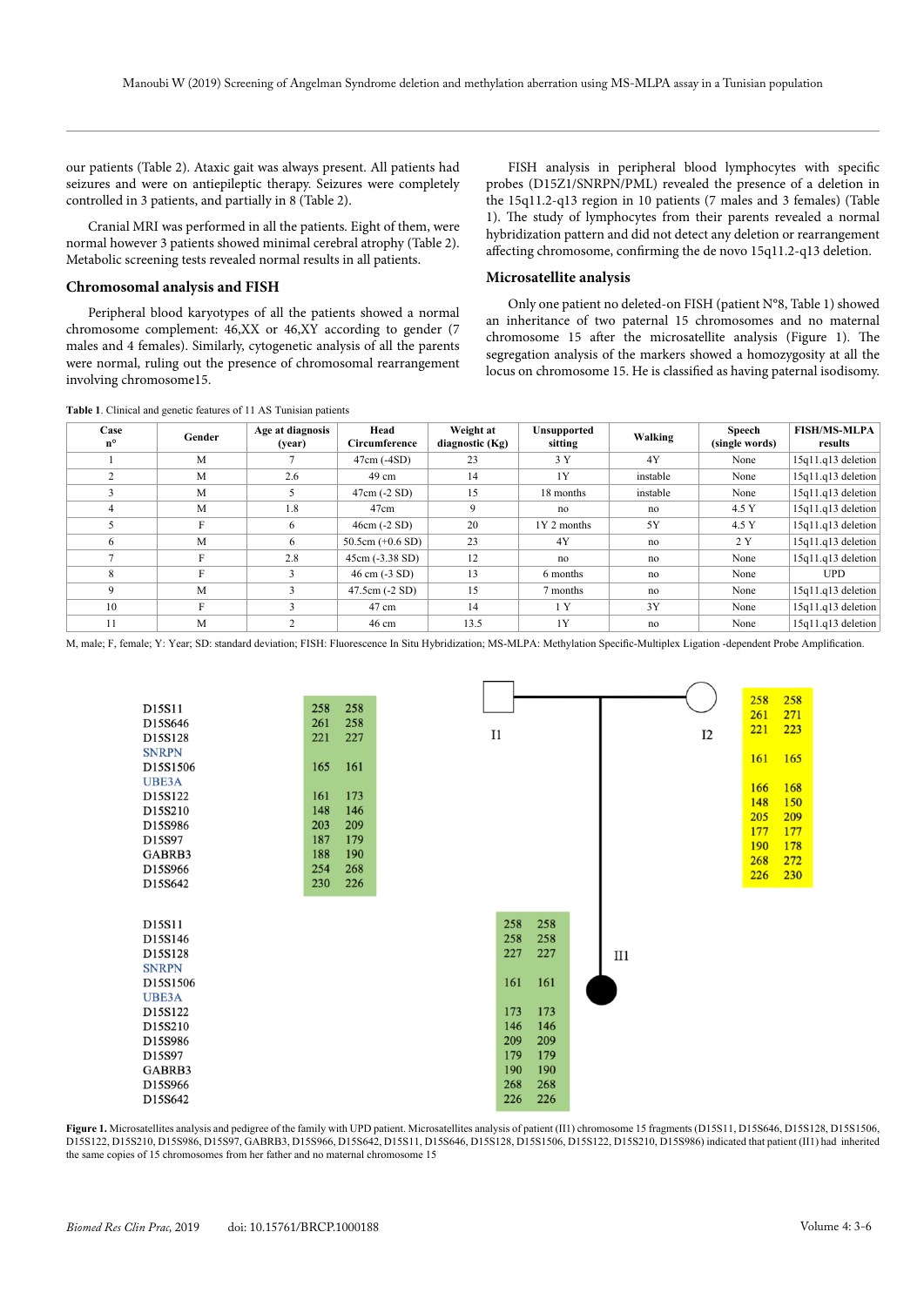our patients (Table 2). Ataxic gait was always present. All patients had seizures and were on antiepileptic therapy. Seizures were completely controlled in 3 patients, and partially in 8 (Table 2).

Cranial MRI was performed in all the patients. Eight of them, were normal however 3 patients showed minimal cerebral atrophy (Table 2). Metabolic screening tests revealed normal results in all patients.

### Chromosomal analysis and FISH

Peripheral blood karyotypes of all the patients showed a normal chromosome complement: 46,XX or 46,XY according to gender (7 males and 4 females). Similarly, cytogenetic analysis of all the parents were normal, ruling out the presence of chromosomal rearrangement involving chromosome15.

FISH analysis in peripheral blood lymphocytes with specific probes (D15Z1/SNRPN/PML) revealed the presence of a deletion in the 15q11.2-q13 region in 10 patients (7 males and 3 females) (Table 1). The study of lymphocytes from their parents revealed a normal hybridization pattern and did not detect any deletion or rearrangement affecting chromosome, confirming the de novo 15q11.2-q13 deletion.

### Microsatellite analysis

Only one patient no deleted-on FISH (patient N°8, Table 1) showed an inheritance of two paternal 15 chromosomes and no maternal chromosome 15 after the microsatellite analysis (Figure 1). The segregation analysis of the markers showed a homozygosity at all the locus on chromosome 15. He is classified as having paternal isodisomy.

**Table 1**. Clinical and genetic features of 11 AS Tunisian patients

| Case n° | Gender | Age at diagnosis (year) | Head Circumference | Weight at diagnostic (Kg) | Unsupported sitting | Walking | Speech (single words) | FISH/MS-MLPA results |
|---|---|---|---|---|---|---|---|---|
| 1 | M | 7 | 47cm (-4SD) | 23 | 3 Y | 4Y | None | 15q11.q13 deletion |
| 2 | M | 2.6 | 49 cm | 14 | 1Y | instable | None | 15q11.q13 deletion |
| 3 | M | 5 | 47cm (-2 SD) | 15 | 18 months | instable | None | 15q11.q13 deletion |
| 4 | M | 1.8 | 47cm | 9 | no | no | 4.5 Y | 15q11.q13 deletion |
| 5 | F | 6 | 46cm (-2 SD) | 20 | 1Y 2 months | 5Y | 4.5 Y | 15q11.q13 deletion |
| 6 | M | 6 | 50.5cm (+0.6 SD) | 23 | 4Y | no | 2 Y | 15q11.q13 deletion |
| 7 | F | 2.8 | 45cm (-3.38 SD) | 12 | no | no | None | 15q11.q13 deletion |
| 8 | F | 3 | 46 cm (-3 SD) | 13 | 6 months | no | None | UPD |
| 9 | M | 3 | 47.5cm (-2 SD) | 15 | 7 months | no | None | 15q11.q13 deletion |
| 10 | F | 3 | 47 cm | 14 | 1 Y | 3Y | None | 15q11.q13 deletion |
| 11 | M | 2 | 46 cm | 13.5 | 1Y | no | None | 15q11.q13 deletion |

M, male; F, female; Y: Year; SD: standard deviation; FISH: Fluorescence In Situ Hybridization; MS-MLPA: Methylation Specific-Multiplex Ligation -dependent Probe Amplification.

| Marker | I1 (father) | | II1 (patient) | | I2 (mother) | |
|---|---|---|---|---|---|---|
| D15S11 | 258 | 258 | 258 | 258 | 258 | 258 |
| D15S646 | 261 | 258 | 258 | 258 | 261 | 271 |
| D15S128 | 221 | 227 | 227 | 227 | 221 | 223 |
| SNRPN | | | | | | |
| D15S1506 | 165 | 161 | 161 | 161 | 161 | 165 |
| UBE3A | | | | | | |
| D15S122 | 161 | 173 | 173 | 173 | 166 | 168 |
| D15S210 | 148 | 146 | 146 | 146 | 148 | 150 |
| D15S986 | 203 | 209 | 209 | 209 | 205 | 209 |
| D15S97 | 187 | 179 | 179 | 179 | 177 | 177 |
| GABRB3 | 188 | 190 | 190 | 190 | 190 | 178 |
| D15S966 | 254 | 268 | 268 | 268 | 268 | 272 |
| D15S642 | 230 | 226 | 226 | 226 | 226 | 230 |

**Figure 1.** Microsatellites analysis and pedigree of the family with UPD patient. Microsatellites analysis of patient (II1) chromosome 15 fragments (D15S11, D15S646, D15S128, D15S1506, D15S122, D15S210, D15S986, D15S97, GABRB3, D15S966, D15S642, D15S11, D15S646, D15S128, D15S1506, D15S122, D15S210, D15S986) indicated that patient (II1) had inherited the same copies of 15 chromosomes from her father and no maternal chromosome 15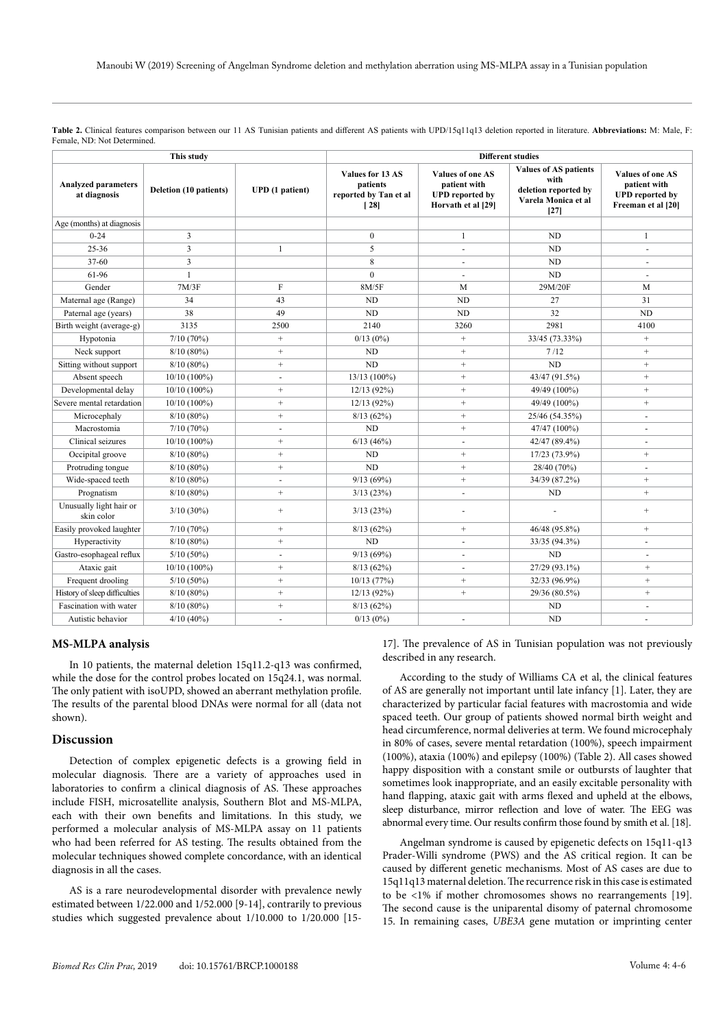**Table 2.** Clinical features comparison between our 11 AS Tunisian patients and different AS patients with UPD/15q11q13 deletion reported in literature. **Abbreviations:** M: Male, F: Female, ND: Not Determined.

| This study | | | Different studies | | | |
|---|---|---|---|---|---|---|
| **Analyzed parameters at diagnosis** | **Deletion (10 patients)** | **UPD (1 patient)** | **Values for 13 AS patients reported by Tan et al [28]** | **Values of one AS patient with UPD reported by Horvath et al [29]** | **Values of AS patients with deletion reported by Varela Monica et al [27]** | **Values of one AS patient with UPD reported by Freeman et al [20]** |
| Age (months) at diagnosis | | | | | | |
| 0-24 | 3 | | 0 | 1 | ND | 1 |
| 25-36 | 3 | 1 | 5 | - | ND | - |
| 37-60 | 3 | | 8 | - | ND | - |
| 61-96 | 1 | | 0 | - | ND | - |
| Gender | 7M/3F | F | 8M/5F | M | 29M/20F | M |
| Maternal age (Range) | 34 | 43 | ND | ND | 27 | 31 |
| Paternal age (years) | 38 | 49 | ND | ND | 32 | ND |
| Birth weight (average-g) | 3135 | 2500 | 2140 | 3260 | 2981 | 4100 |
| Hypotonia | 7/10 (70%) | + | 0/13 (0%) | + | 33/45 (73.33%) | + |
| Neck support | 8/10 (80%) | + | ND | + | 7 /12 | + |
| Sitting without support | 8/10 (80%) | + | ND | + | ND | + |
| Absent speech | 10/10 (100%) | - | 13/13 (100%) | + | 43/47 (91.5%) | + |
| Developmental delay | 10/10 (100%) | + | 12/13 (92%) | + | 49/49 (100%) | + |
| Severe mental retardation | 10/10 (100%) | + | 12/13 (92%) | + | 49/49 (100%) | + |
| Microcephaly | 8/10 (80%) | + | 8/13 (62%) | + | 25/46 (54.35%) | - |
| Macrostomia | 7/10 (70%) | - | ND | + | 47/47 (100%) | - |
| Clinical seizures | 10/10 (100%) | + | 6/13 (46%) | - | 42/47 (89.4%) | - |
| Occipital groove | 8/10 (80%) | + | ND | + | 17/23 (73.9%) | + |
| Protruding tongue | 8/10 (80%) | + | ND | + | 28/40 (70%) | - |
| Wide-spaced teeth | 8/10 (80%) | - | 9/13 (69%) | + | 34/39 (87.2%) | + |
| Prognatism | 8/10 (80%) | + | 3/13 (23%) | - | ND | + |
| Unusually light hair or skin color | 3/10 (30%) | + | 3/13 (23%) | - | - | + |
| Easily provoked laughter | 7/10 (70%) | + | 8/13 (62%) | + | 46/48 (95.8%) | + |
| Hyperactivity | 8/10 (80%) | + | ND | + | 33/35 (94.3%) | - |
| Gastro-esophageal reflux | 5/10 (50%) | - | 9/13 (69%) | - | ND | - |
| Ataxic gait | 10/10 (100%) | + | 8/13 (62%) | - | 27/29 (93.1%) | + |
| Frequent drooling | 5/10 (50%) | + | 10/13 (77%) | + | 32/33 (96.9%) | + |
| History of sleep difficulties | 8/10 (80%) | + | 12/13 (92%) | + | 29/36 (80.5%) | + |
| Fascination with water | 8/10 (80%) | + | 8/13 (62%) | | ND | - |
| Autistic behavior | 4/10 (40%) | - | 0/13 (0%) | - | ND | - |

## MS-MLPA analysis

In 10 patients, the maternal deletion 15q11.2-q13 was confirmed, while the dose for the control probes located on 15q24.1, was normal. The only patient with isoUPD, showed an aberrant methylation profile. The results of the parental blood DNAs were normal for all (data not shown).

## Discussion

Detection of complex epigenetic defects is a growing field in molecular diagnosis. There are a variety of approaches used in laboratories to confirm a clinical diagnosis of AS. These approaches include FISH, microsatellite analysis, Southern Blot and MS-MLPA, each with their own benefits and limitations. In this study, we performed a molecular analysis of MS-MLPA assay on 11 patients who had been referred for AS testing. The results obtained from the molecular techniques showed complete concordance, with an identical diagnosis in all the cases.

AS is a rare neurodevelopmental disorder with prevalence newly estimated between 1/22.000 and 1/52.000 [9-14], contrarily to previous studies which suggested prevalence about 1/10.000 to 1/20.000 [15-17]. The prevalence of AS in Tunisian population was not previously described in any research.

According to the study of Williams CA et al, the clinical features of AS are generally not important until late infancy [1]. Later, they are characterized by particular facial features with macrostomia and wide spaced teeth. Our group of patients showed normal birth weight and head circumference, normal deliveries at term. We found microcephaly in 80% of cases, severe mental retardation (100%), speech impairment (100%), ataxia (100%) and epilepsy (100%) (Table 2). All cases showed happy disposition with a constant smile or outbursts of laughter that sometimes look inappropriate, and an easily excitable personality with hand flapping, ataxic gait with arms flexed and upheld at the elbows, sleep disturbance, mirror reflection and love of water. The EEG was abnormal every time. Our results confirm those found by smith et al. [18].

Angelman syndrome is caused by epigenetic defects on 15q11-q13 Prader-Willi syndrome (PWS) and the AS critical region. It can be caused by different genetic mechanisms. Most of AS cases are due to 15q11q13 maternal deletion. The recurrence risk in this case is estimated to be <1% if mother chromosomes shows no rearrangements [19]. The second cause is the uniparental disomy of paternal chromosome 15. In remaining cases, *UBE3A* gene mutation or imprinting center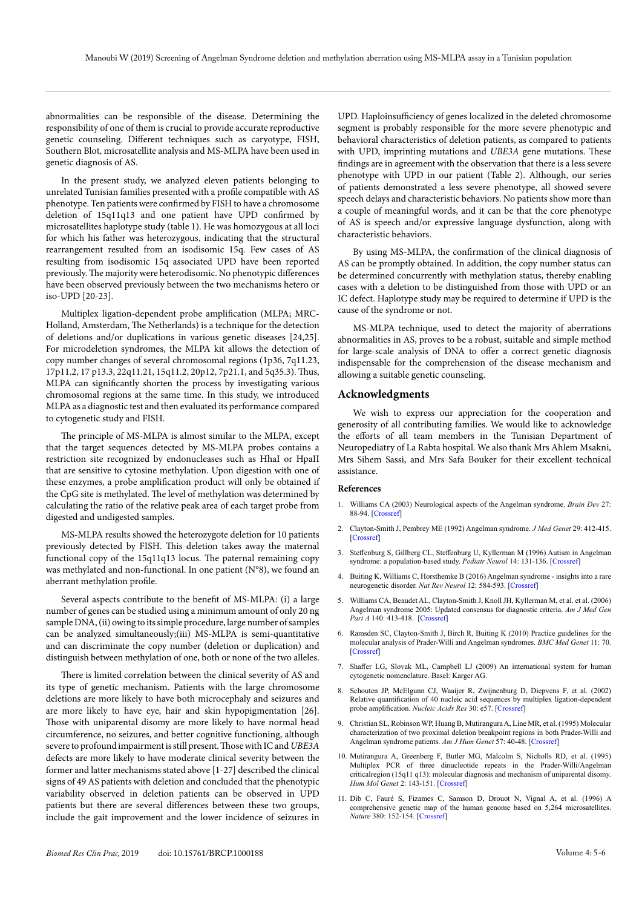abnormalities can be responsible of the disease. Determining the responsibility of one of them is crucial to provide accurate reproductive genetic counseling. Different techniques such as caryotype, FISH, Southern Blot, microsatellite analysis and MS-MLPA have been used in genetic diagnosis of AS.

In the present study, we analyzed eleven patients belonging to unrelated Tunisian families presented with a profile compatible with AS phenotype. Ten patients were confirmed by FISH to have a chromosome deletion of 15q11q13 and one patient have UPD confirmed by microsatellites haplotype study (table 1). He was homozygous at all loci for which his father was heterozygous, indicating that the structural rearrangement resulted from an isodisomic 15q. Few cases of AS resulting from isodisomic 15q associated UPD have been reported previously. The majority were heterodisomic. No phenotypic differences have been observed previously between the two mechanisms hetero or iso-UPD [20-23].

Multiplex ligation-dependent probe amplification (MLPA; MRC-Holland, Amsterdam, The Netherlands) is a technique for the detection of deletions and/or duplications in various genetic diseases [24,25]. For microdeletion syndromes, the MLPA kit allows the detection of copy number changes of several chromosomal regions (1p36, 7q11.23, 17p11.2, 17 p13.3, 22q11.21, 15q11.2, 20p12, 7p21.1, and 5q35.3). Thus, MLPA can significantly shorten the process by investigating various chromosomal regions at the same time. In this study, we introduced MLPA as a diagnostic test and then evaluated its performance compared to cytogenetic study and FISH.

The principle of MS-MLPA is almost similar to the MLPA, except that the target sequences detected by MS-MLPA probes contains a restriction site recognized by endonucleases such as HhaI or HpaII that are sensitive to cytosine methylation. Upon digestion with one of these enzymes, a probe amplification product will only be obtained if the CpG site is methylated. The level of methylation was determined by calculating the ratio of the relative peak area of each target probe from digested and undigested samples.

MS-MLPA results showed the heterozygote deletion for 10 patients previously detected by FISH. This deletion takes away the maternal functional copy of the 15q11q13 locus. The paternal remaining copy was methylated and non-functional. In one patient (N°8), we found an aberrant methylation profile.

Several aspects contribute to the benefit of MS-MLPA: (i) a large number of genes can be studied using a minimum amount of only 20 ng sample DNA, (ii) owing to its simple procedure, large number of samples can be analyzed simultaneously;(iii) MS-MLPA is semi-quantitative and can discriminate the copy number (deletion or duplication) and distinguish between methylation of one, both or none of the two alleles.

There is limited correlation between the clinical severity of AS and its type of genetic mechanism. Patients with the large chromosome deletions are more likely to have both microcephaly and seizures and are more likely to have eye, hair and skin hypopigmentation [26]. Those with uniparental disomy are more likely to have normal head circumference, no seizures, and better cognitive functioning, although severe to profound impairment is still present. Those with IC and *UBE3A* defects are more likely to have moderate clinical severity between the former and latter mechanisms stated above [1-27] described the clinical signs of 49 AS patients with deletion and concluded that the phenotypic variability observed in deletion patients can be observed in UPD patients but there are several differences between these two groups, include the gait improvement and the lower incidence of seizures in UPD. Haploinsufficiency of genes localized in the deleted chromosome segment is probably responsible for the more severe phenotypic and behavioral characteristics of deletion patients, as compared to patients with UPD, imprinting mutations and *UBE3A* gene mutations. These findings are in agreement with the observation that there is a less severe phenotype with UPD in our patient (Table 2). Although, our series of patients demonstrated a less severe phenotype, all showed severe speech delays and characteristic behaviors. No patients show more than a couple of meaningful words, and it can be that the core phenotype of AS is speech and/or expressive language dysfunction, along with characteristic behaviors.

By using MS-MLPA, the confirmation of the clinical diagnosis of AS can be promptly obtained. In addition, the copy number status can be determined concurrently with methylation status, thereby enabling cases with a deletion to be distinguished from those with UPD or an IC defect. Haplotype study may be required to determine if UPD is the cause of the syndrome or not.

MS-MLPA technique, used to detect the majority of aberrations abnormalities in AS, proves to be a robust, suitable and simple method for large-scale analysis of DNA to offer a correct genetic diagnosis indispensable for the comprehension of the disease mechanism and allowing a suitable genetic counseling.

## Acknowledgments

We wish to express our appreciation for the cooperation and generosity of all contributing families. We would like to acknowledge the efforts of all team members in the Tunisian Department of Neuropediatry of La Rabta hospital. We also thank Mrs Ahlem Msakni, Mrs Sihem Sassi, and Mrs Safa Bouker for their excellent technical assistance.

### References

1. Williams CA (2003) Neurological aspects of the Angelman syndrome. *Brain Dev* 27: 88-94. [Crossref]
2. Clayton-Smith J, Pembrey ME (1992) Angelman syndrome. *J Med Genet* 29: 412-415. [Crossref]
3. Steffenburg S, Gillberg CL, Steffenburg U, Kyllerman M (1996) Autism in Angelman syndrome: a population-based study. *Pediatr Neurol* 14: 131-136. [Crossref]
4. Buiting K, Williams C, Horsthemke B (2016) Angelman syndrome - insights into a rare neurogenetic disorder. *Nat Rev Neurol* 12: 584-593. [Crossref]
5. Williams CA, Beaudet AL, Clayton-Smith J, Knoll JH, Kyllerman M, et al. et al. (2006) Angelman syndrome 2005: Updated consensus for diagnostic criteria. *Am J Med Gen Part A* 140: 413-418. [Crossref]
6. Ramsden SC, Clayton-Smith J, Birch R, Buiting K (2010) Practice guidelines for the molecular analysis of Prader-Willi and Angelman syndromes. *BMC Med Genet* 11: 70. [Crossref]
7. Shaffer LG, Slovak ML, Campbell LJ (2009) An international system for human cytogenetic nomenclature. Basel: Karger AG.
8. Schouten JP, McElgunn CJ, Waaijer R, Zwijnenburg D, Diepvens F, et al. (2002) Relative quantification of 40 nucleic acid sequences by multiplex ligation-dependent probe amplification. *Nucleic Acids Res* 30: e57. [Crossref]
9. Christian SL, Robinson WP, Huang B, Mutirangura A, Line MR, et al. (1995) Molecular characterization of two proximal deletion breakpoint regions in both Prader-Willi and Angelman syndrome patients. *Am J Hum Genet* 57: 40-48. [Crossref]
10. Mutirangura A, Greenberg F, Butler MG, Malcolm S, Nicholls RD, et al. (1995) Multiplex PCR of three dinucleotide repeats in the Prader-Willi/Angelman criticalregion (15q11 q13): molecular diagnosis and mechanism of uniparental disomy. *Hum Mol Genet* 2: 143-151. [Crossref]
11. Dib C, Fauré S, Fizames C, Samson D, Drouot N, Vignal A, et al. (1996) A comprehensive genetic map of the human genome based on 5,264 microsatellites. *Nature* 380: 152-154. [Crossref]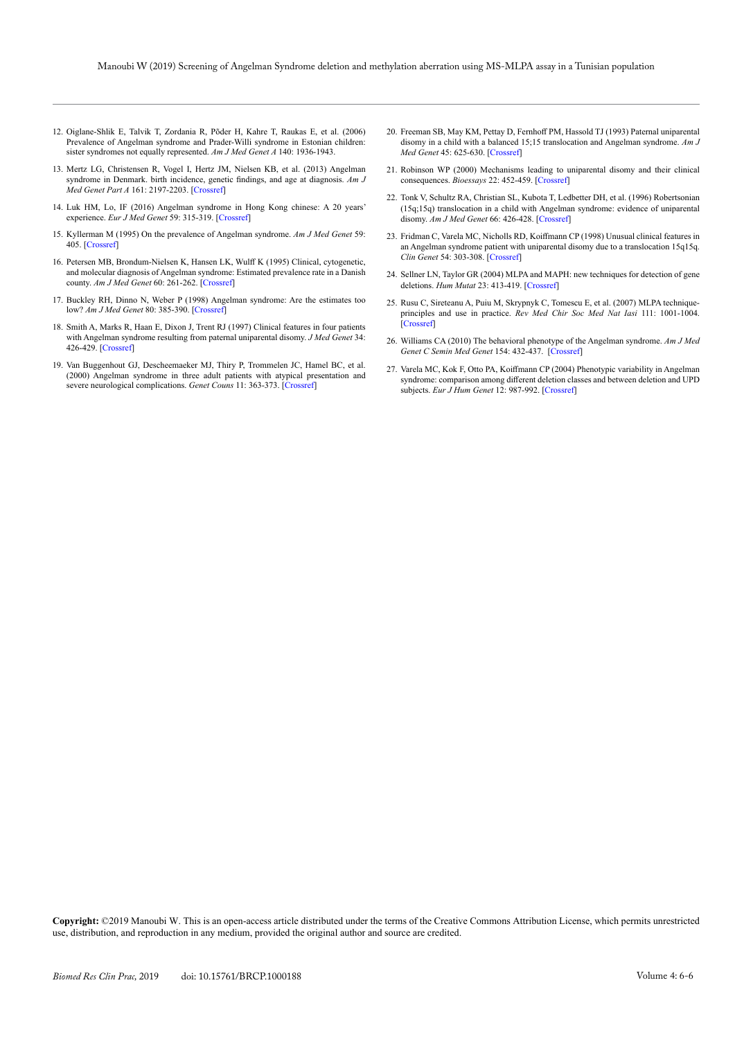12. Oiglane-Shlik E, Talvik T, Zordania R, Põder H, Kahre T, Raukas E, et al. (2006) Prevalence of Angelman syndrome and Prader-Willi syndrome in Estonian children: sister syndromes not equally represented. *Am J Med Genet A* 140: 1936-1943.

13. Mertz LG, Christensen R, Vogel I, Hertz JM, Nielsen KB, et al. (2013) Angelman syndrome in Denmark. birth incidence, genetic findings, and age at diagnosis. *Am J Med Genet Part A* 161: 2197-2203. [Crossref]

14. Luk HM, Lo, IF (2016) Angelman syndrome in Hong Kong chinese: A 20 years' experience. *Eur J Med Genet* 59: 315-319. [Crossref]

15. Kyllerman M (1995) On the prevalence of Angelman syndrome. *Am J Med Genet* 59: 405. [Crossref]

16. Petersen MB, Brondum-Nielsen K, Hansen LK, Wulff K (1995) Clinical, cytogenetic, and molecular diagnosis of Angelman syndrome: Estimated prevalence rate in a Danish county. *Am J Med Genet* 60: 261-262. [Crossref]

17. Buckley RH, Dinno N, Weber P (1998) Angelman syndrome: Are the estimates too low? *Am J Med Genet* 80: 385-390. [Crossref]

18. Smith A, Marks R, Haan E, Dixon J, Trent RJ (1997) Clinical features in four patients with Angelman syndrome resulting from paternal uniparental disomy. *J Med Genet* 34: 426-429. [Crossref]

19. Van Buggenhout GJ, Descheemaeker MJ, Thiry P, Trommelen JC, Hamel BC, et al. (2000) Angelman syndrome in three adult patients with atypical presentation and severe neurological complications. *Genet Couns* 11: 363-373. [Crossref]

20. Freeman SB, May KM, Pettay D, Fernhoff PM, Hassold TJ (1993) Paternal uniparental disomy in a child with a balanced 15;15 translocation and Angelman syndrome. *Am J Med Genet* 45: 625-630. [Crossref]

21. Robinson WP (2000) Mechanisms leading to uniparental disomy and their clinical consequences. *Bioessays* 22: 452-459. [Crossref]

22. Tonk V, Schultz RA, Christian SL, Kubota T, Ledbetter DH, et al. (1996) Robertsonian (15q;15q) translocation in a child with Angelman syndrome: evidence of uniparental disomy. *Am J Med Genet* 66: 426-428. [Crossref]

23. Fridman C, Varela MC, Nicholls RD, Koiffmann CP (1998) Unusual clinical features in an Angelman syndrome patient with uniparental disomy due to a translocation 15q15q. *Clin Genet* 54: 303-308. [Crossref]

24. Sellner LN, Taylor GR (2004) MLPA and MAPH: new techniques for detection of gene deletions. *Hum Mutat* 23: 413-419. [Crossref]

25. Rusu C, Sireteanu A, Puiu M, Skrypnyk C, Tomescu E, et al. (2007) MLPA technique-principles and use in practice. *Rev Med Chir Soc Med Nat Iasi* 111: 1001-1004. [Crossref]

26. Williams CA (2010) The behavioral phenotype of the Angelman syndrome. *Am J Med Genet C Semin Med Genet* 154: 432-437. [Crossref]

27. Varela MC, Kok F, Otto PA, Koiffmann CP (2004) Phenotypic variability in Angelman syndrome: comparison among different deletion classes and between deletion and UPD subjects. *Eur J Hum Genet* 12: 987-992. [Crossref]

**Copyright:** ©2019 Manoubi W. This is an open-access article distributed under the terms of the Creative Commons Attribution License, which permits unrestricted use, distribution, and reproduction in any medium, provided the original author and source are credited.